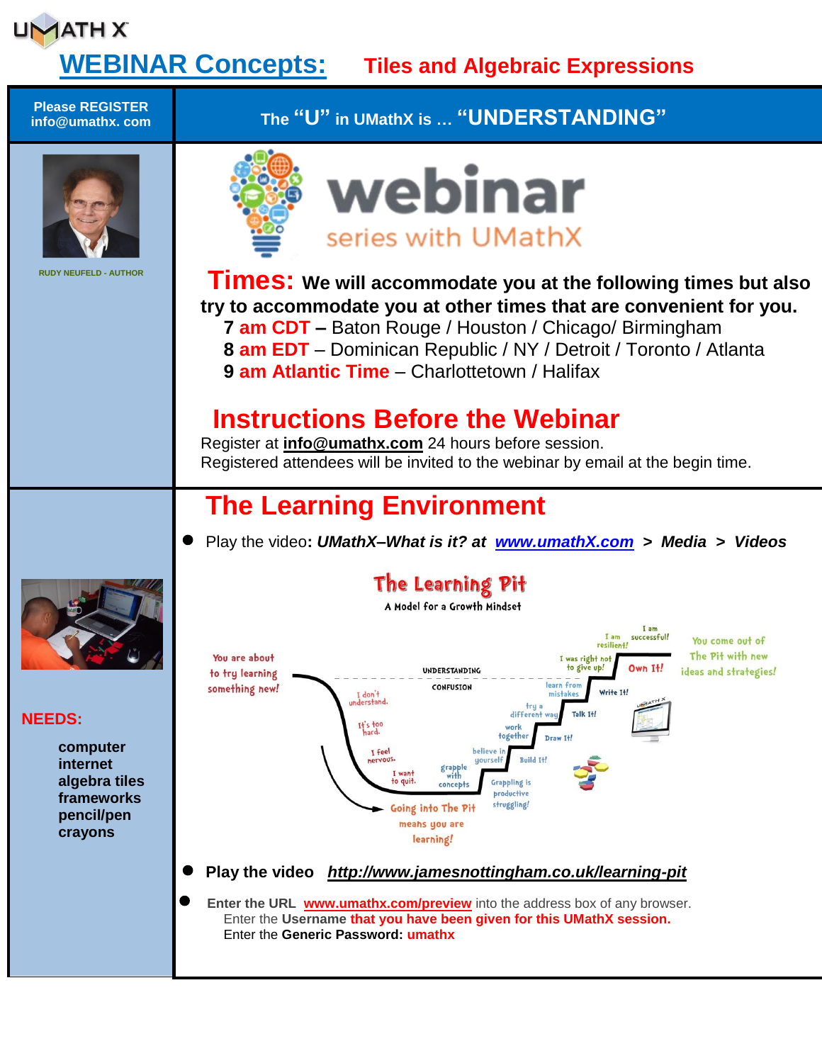UMATH X

# WEBINAR Concepts: Tiles and Algebraic Expressions

**Please REGISTER info@umathx. com**

**The "U" in UMathX is … "UNDERSTANDING"**

RUDY NEUFELD - AUTHOR

webinar series with UMathX

## Times: We will accommodate you at the following times but also try to accommodate you at other times that are convenient for you.

**7 am CDT** – Baton Rouge / Houston / Chicago/ Birmingham
**8 am EDT** – Dominican Republic / NY / Detroit / Toronto / Atlanta
**9 am Atlantic Time** – Charlottetown / Halifax

## Instructions Before the Webinar

Register at **info@umathx.com** 24 hours before session.
Registered attendees will be invited to the webinar by email at the begin time.

## The Learning Environment

- Play the video**:** ***UMathX–What is it? at www.umathX.com > Media > Videos***

**NEEDS:**

- computer
- internet
- algebra tiles
- frameworks
- pencil/pen
- crayons

- **Play the video** ***http://www.jamesnottingham.co.uk/learning-pit***
- **Enter the URL www.umathx.com/preview** into the address box of any browser.
  Enter the **Username that you have been given for this UMathX session.**
  Enter the **Generic Password: umathx**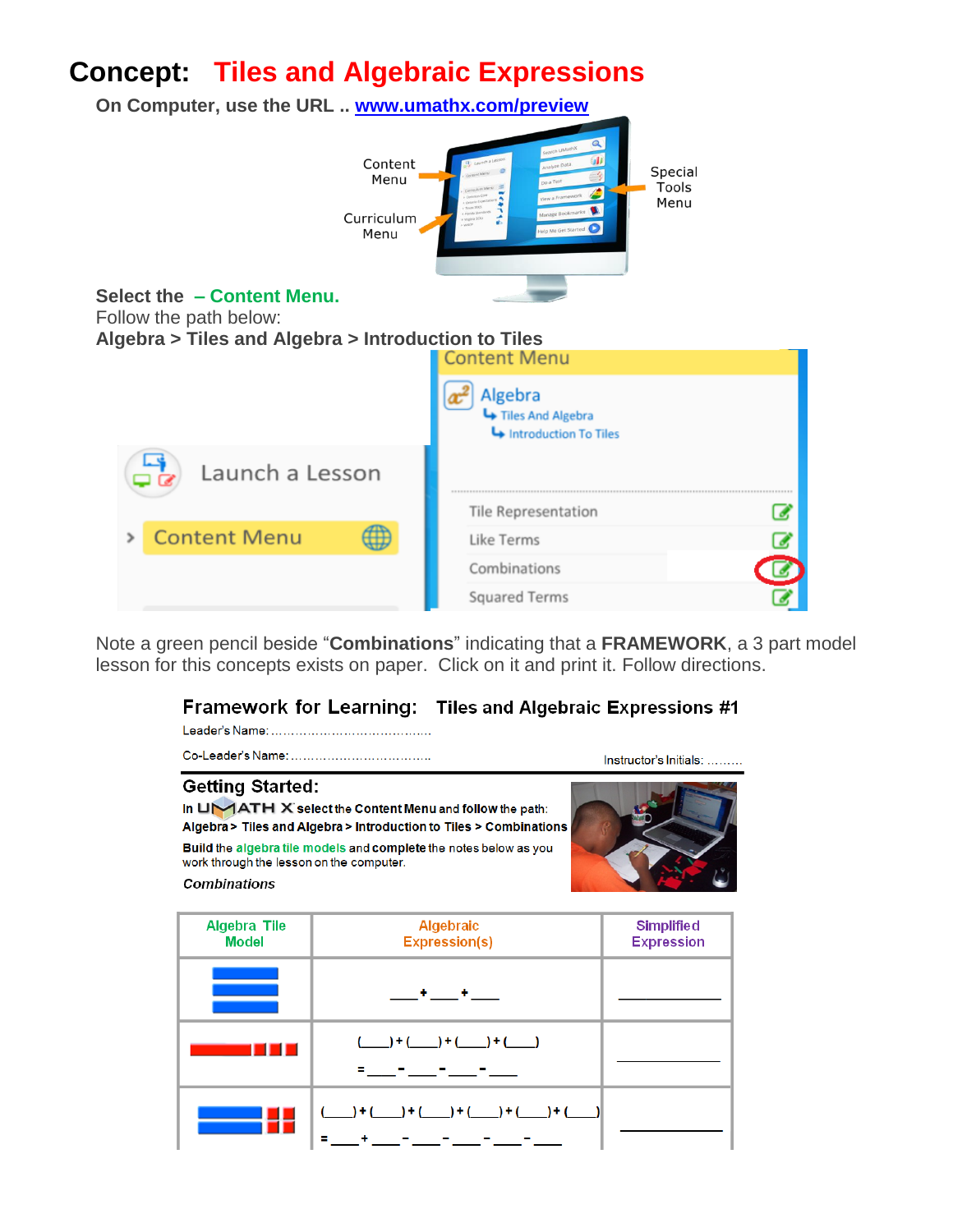# Concept: Tiles and Algebraic Expressions

**On Computer, use the URL .. www.umathx.com/preview**

Content Menu

Curriculum Menu

Special Tools Menu

**Select the – Content Menu.**

Follow the path below:

**Algebra > Tiles and Algebra > Introduction to Tiles**

Content Menu

Algebra
Tiles And Algebra
Introduction To Tiles

Launch a Lesson

Content Menu

Tile Representation
Like Terms
Combinations
Squared Terms

Note a green pencil beside "**Combinations**" indicating that a **FRAMEWORK**, a 3 part model lesson for this concepts exists on paper. Click on it and print it. Follow directions.

## Framework for Learning: Tiles and Algebraic Expressions #1

Leader's Name: ……………………………………

Co-Leader's Name: ………………………………

Instructor's Initials: ………

### Getting Started:

In UMATH X select the Content Menu and follow the path:
**Algebra > Tiles and Algebra > Introduction to Tiles > Combinations**

Build the algebra tile models and complete the notes below as you work through the lesson on the computer.

*Combinations*

| Algebra Tile Model | Algebraic Expression(s) | Simplified Expression |
|---|---|---|
| | ___ + ___ + ___ | ________ |
| | (___) + (___) + (___) + (___) <br> = ___ - ___ - ___ - ___ | ________ |
| | (___) + (___) + (___) + (___) + (___) + (___) <br> = ___ + ___ - ___ - ___ - ___ - ___ | ________ |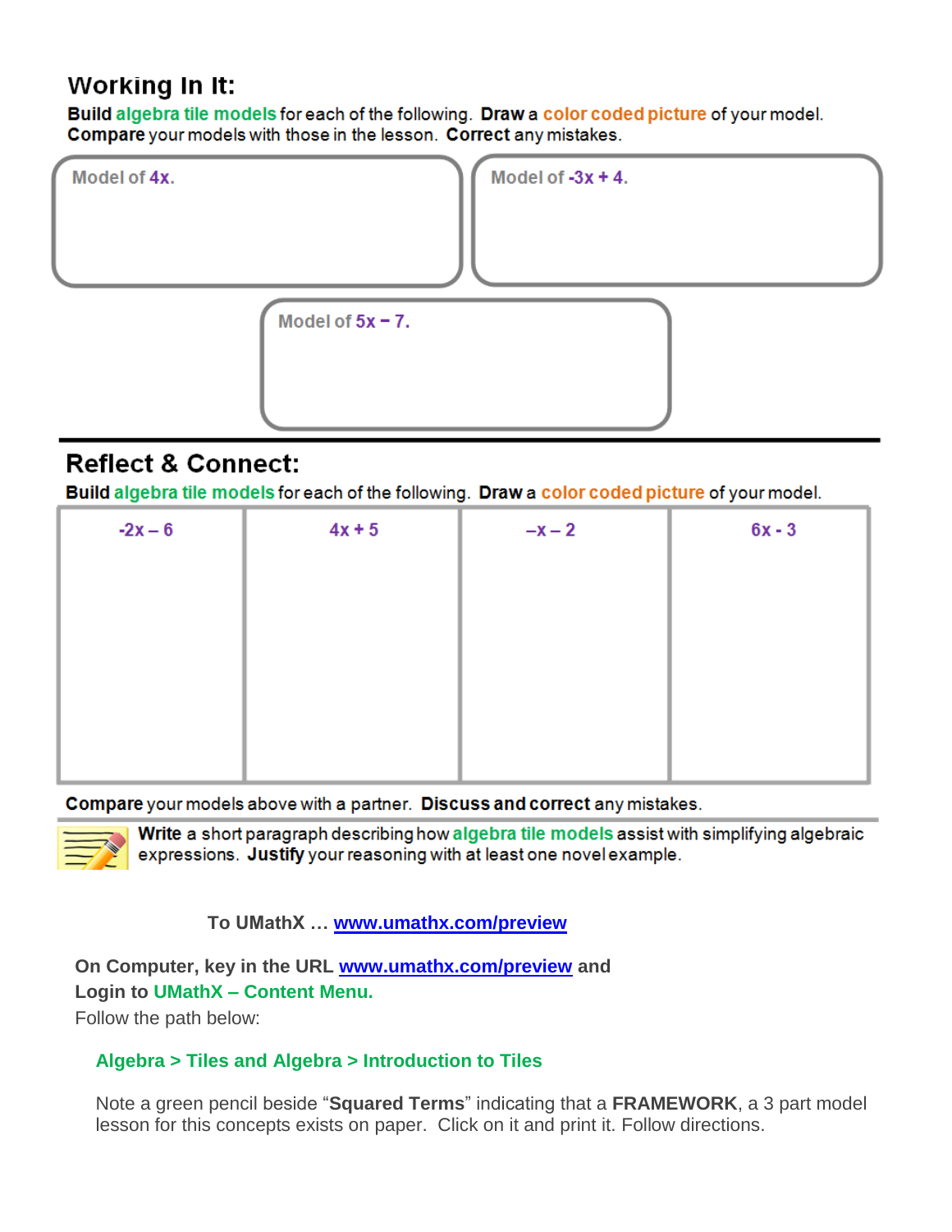## Working In It:

**Build** algebra tile models for each of the following. **Draw** a color coded picture of your model. **Compare** your models with those in the lesson. **Correct** any mistakes.

Model of $4x$.

Model of $-3x + 4$.

Model of $5x - 7$.

## Reflect & Connect:

**Build** algebra tile models for each of the following. **Draw** a color coded picture of your model.

| $-2x - 6$ | $4x + 5$ | $-x - 2$ | $6x - 3$ |
|---|---|---|---|
| | | | |

**Compare** your models above with a partner. **Discuss and correct** any mistakes.

**Write** a short paragraph describing how algebra tile models assist with simplifying algebraic expressions. **Justify** your reasoning with at least one novel example.

**To UMathX … www.umathx.com/preview**

**On Computer, key in the URL www.umathx.com/preview and Login to UMathX – Content Menu.**

Follow the path below:

**Algebra > Tiles and Algebra > Introduction to Tiles**

Note a green pencil beside "**Squared Terms**" indicating that a **FRAMEWORK**, a 3 part model lesson for this concepts exists on paper. Click on it and print it. Follow directions.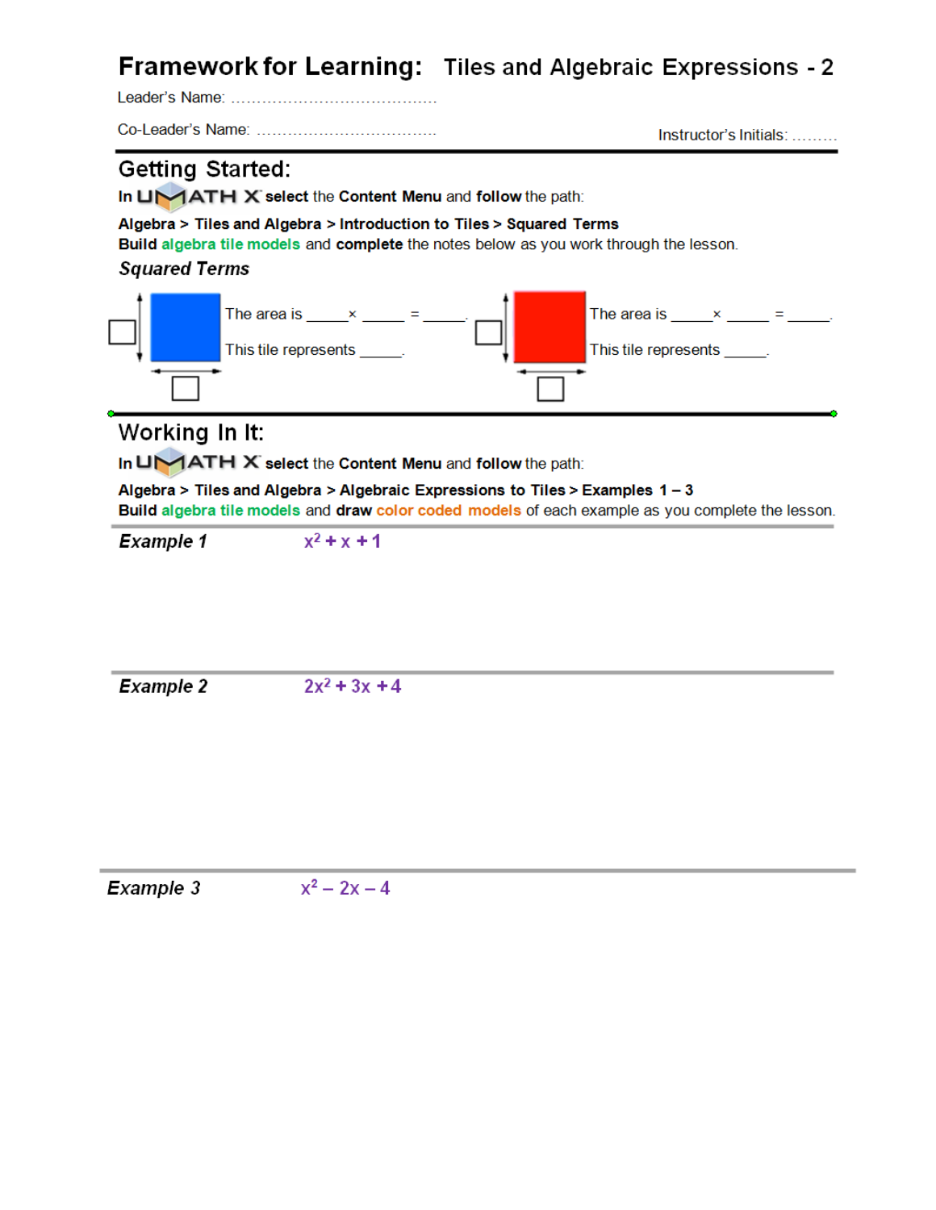# Framework for Learning: Tiles and Algebraic Expressions - 2

Leader's Name: ........................................

Co-Leader's Name: ..................................

Instructor's Initials: .........

## Getting Started:

In UMATH X **select** the **Content Menu** and **follow** the path:

**Algebra > Tiles and Algebra > Introduction to Tiles > Squared Terms**

**Build** algebra tile models and **complete** the notes below as you work through the lesson.

### *Squared Terms*

The area is _____ × _____ = _____.

This tile represents _____.

The area is _____ × _____ = _____.

This tile represents _____.

## Working In It:

In UMATH X **select** the **Content Menu** and **follow** the path:

**Algebra > Tiles and Algebra > Algebraic Expressions to Tiles > Examples 1 – 3**

**Build** algebra tile models and **draw** color coded models of each example as you complete the lesson.

***Example 1*** $x^2 + x + 1$

***Example 2*** $2x^2 + 3x + 4$

***Example 3*** $x^2 – 2x – 4$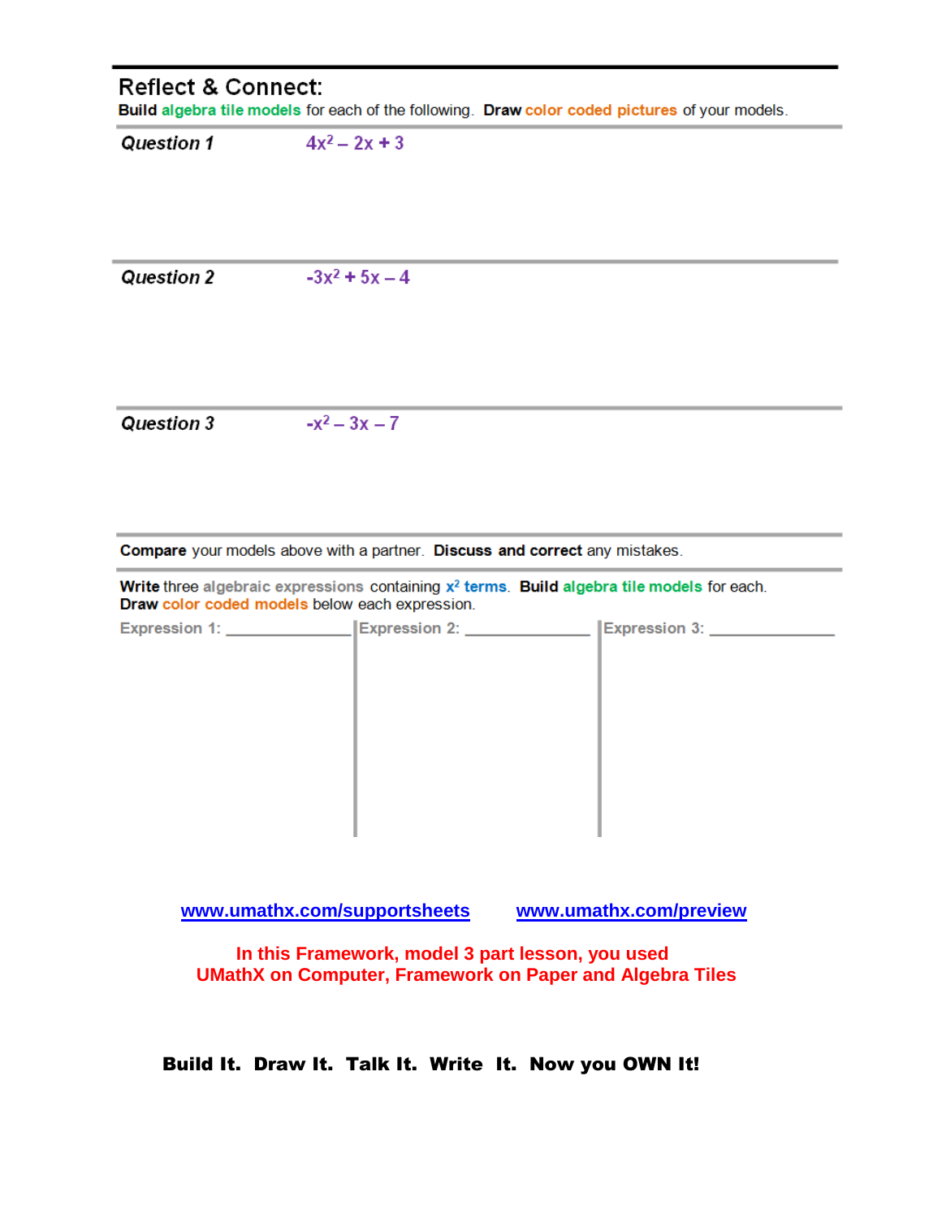## Reflect & Connect:

**Build** algebra tile models for each of the following. **Draw** color coded pictures of your models.

***Question 1*** $4x^2 - 2x + 3$

***Question 2*** $-3x^2 + 5x - 4$

***Question 3*** $-x^2 - 3x - 7$

**Compare** your models above with a partner. **Discuss and correct** any mistakes.

**Write** three algebraic expressions containing $x^2$ terms. **Build** algebra tile models for each. **Draw** color coded models below each expression.

| Expression 1: ______________ | Expression 2: ______________ | Expression 3: ______________ |
|---|---|---|
| | | |

www.umathx.com/supportsheets www.umathx.com/preview

**In this Framework, model 3 part lesson, you used UMathX on Computer, Framework on Paper and Algebra Tiles**

**Build It. Draw It. Talk It. Write It. Now you OWN It!**